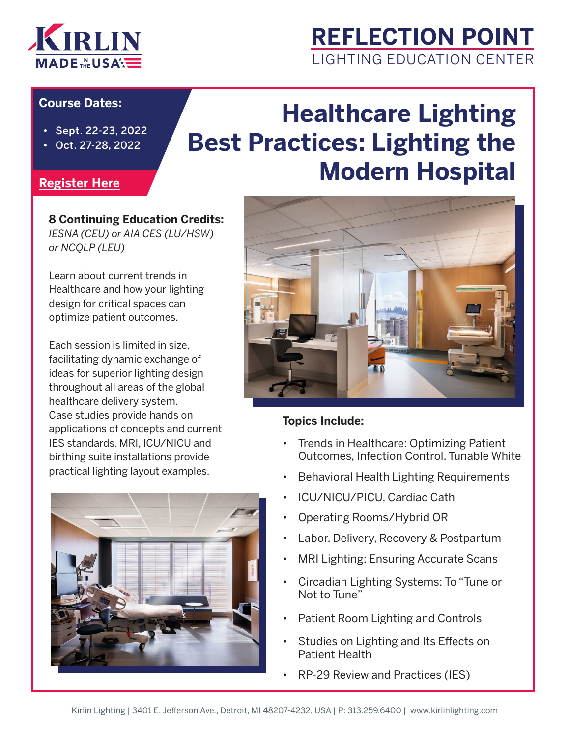KIRLIN MADE IN THE USA

# REFLECTION POINT

LIGHTING EDUCATION CENTER

**Course Dates:**

- Sept. 22-23, 2022
- Oct. 27-28, 2022

**Register Here**

# Healthcare Lighting Best Practices: Lighting the Modern Hospital

**8 Continuing Education Credits:**
*IESNA (CEU) or AIA CES (LU/HSW) or NCQLP (LEU)*

Learn about current trends in Healthcare and how your lighting design for critical spaces can optimize patient outcomes.

Each session is limited in size, facilitating dynamic exchange of ideas for superior lighting design throughout all areas of the global healthcare delivery system. Case studies provide hands on applications of concepts and current IES standards. MRI, ICU/NICU and birthing suite installations provide practical lighting layout examples.

**Topics Include:**

- Trends in Healthcare: Optimizing Patient Outcomes, Infection Control, Tunable White
- Behavioral Health Lighting Requirements
- ICU/NICU/PICU, Cardiac Cath
- Operating Rooms/Hybrid OR
- Labor, Delivery, Recovery & Postpartum
- MRI Lighting: Ensuring Accurate Scans
- Circadian Lighting Systems: To "Tune or Not to Tune"
- Patient Room Lighting and Controls
- Studies on Lighting and Its Effects on Patient Health
- RP-29 Review and Practices (IES)

Kirlin Lighting | 3401 E. Jefferson Ave., Detroit, MI 48207-4232, USA | P: 313.259.6400 | www.kirlinlighting.com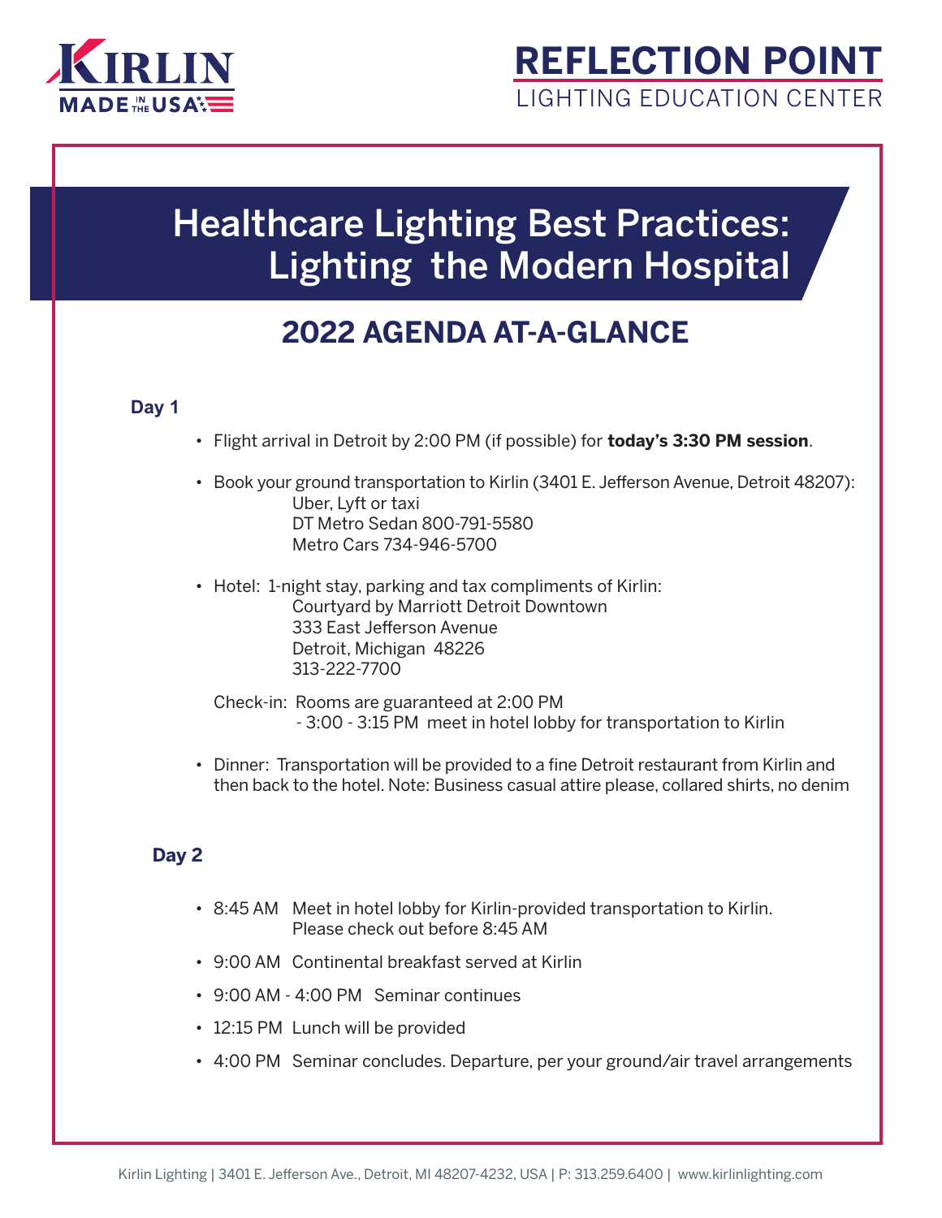KIRLIN
MADE IN THE USA

# REFLECTION POINT
LIGHTING EDUCATION CENTER

# Healthcare Lighting Best Practices: Lighting the Modern Hospital

## 2022 AGENDA AT-A-GLANCE

### Day 1

- Flight arrival in Detroit by 2:00 PM (if possible) for **today's 3:30 PM session**.
- Book your ground transportation to Kirlin (3401 E. Jefferson Avenue, Detroit 48207):
  Uber, Lyft or taxi
  DT Metro Sedan 800-791-5580
  Metro Cars 734-946-5700
- Hotel: 1-night stay, parking and tax compliments of Kirlin:
  Courtyard by Marriott Detroit Downtown
  333 East Jefferson Avenue
  Detroit, Michigan 48226
  313-222-7700

  Check-in: Rooms are guaranteed at 2:00 PM
  - 3:00 - 3:15 PM meet in hotel lobby for transportation to Kirlin
- Dinner: Transportation will be provided to a fine Detroit restaurant from Kirlin and then back to the hotel. Note: Business casual attire please, collared shirts, no denim

### Day 2

- 8:45 AM Meet in hotel lobby for Kirlin-provided transportation to Kirlin. Please check out before 8:45 AM
- 9:00 AM Continental breakfast served at Kirlin
- 9:00 AM - 4:00 PM Seminar continues
- 12:15 PM Lunch will be provided
- 4:00 PM Seminar concludes. Departure, per your ground/air travel arrangements

Kirlin Lighting | 3401 E. Jefferson Ave., Detroit, MI 48207-4232, USA | P: 313.259.6400 | www.kirlinlighting.com